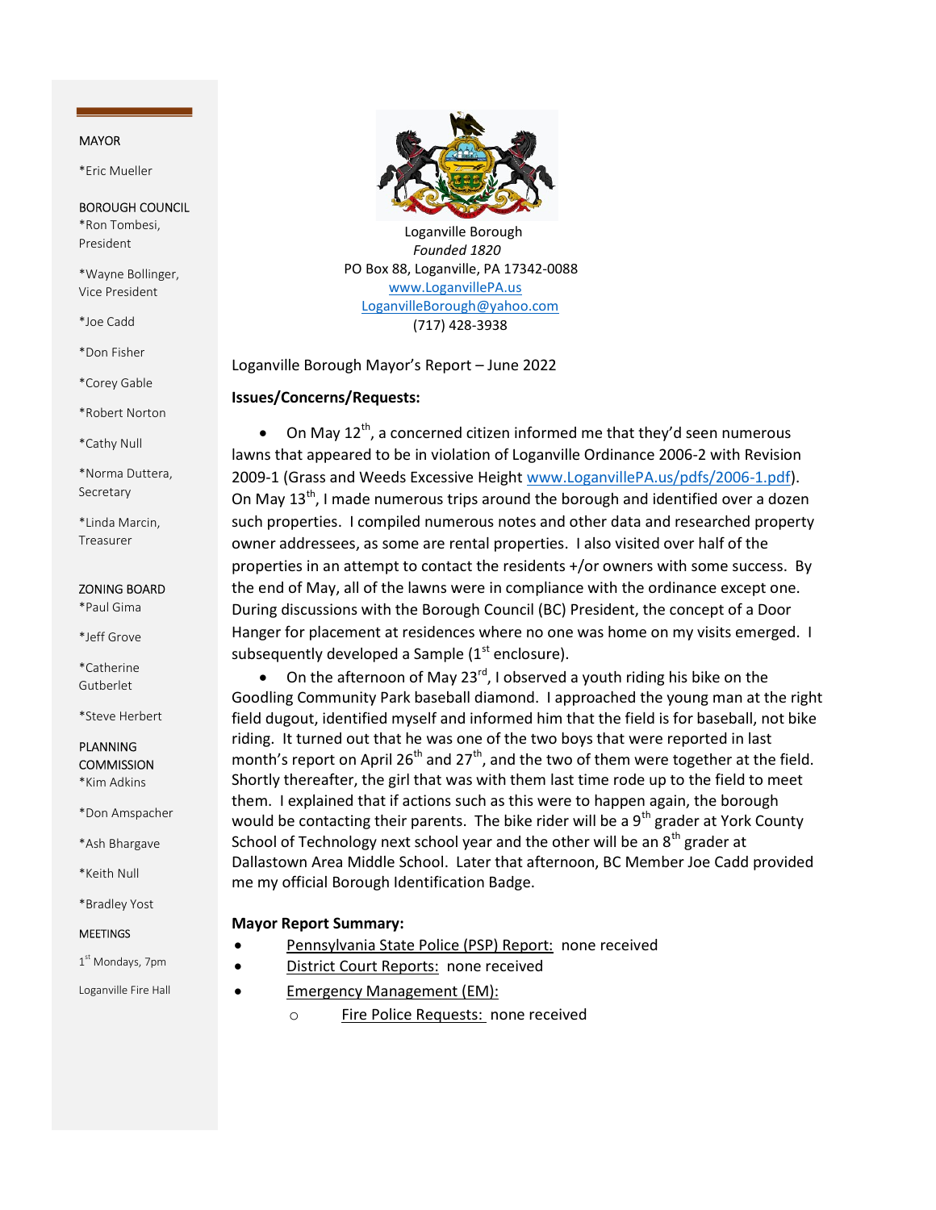MAYOR

*Eric Mueller

BOROUGH COUNCIL

*Ron Tombesi, President

*Wayne Bollinger, Vice President

*Joe Cadd

*Don Fisher

*Corey Gable

*Robert Norton

*Cathy Null

*Norma Duttera, Secretary

*Linda Marcin, Treasurer

ZONING BOARD

*Paul Gima

*Jeff Grove

*Catherine Gutberlet

*Steve Herbert

PLANNING COMMISSION

*Kim Adkins

*Don Amspacher

*Ash Bhargave

*Keith Null

*Bradley Yost

MEETINGS

1st Mondays, 7pm

Loganville Fire Hall

Loganville Borough
*Founded 1820*
PO Box 88, Loganville, PA 17342-0088
www.LoganvillePA.us
LoganvilleBorough@yahoo.com
(717) 428-3938

Loganville Borough Mayor's Report – June 2022

**Issues/Concerns/Requests:**

- On May 12th, a concerned citizen informed me that they'd seen numerous lawns that appeared to be in violation of Loganville Ordinance 2006-2 with Revision 2009-1 (Grass and Weeds Excessive Height www.LoganvillePA.us/pdfs/2006-1.pdf). On May 13th, I made numerous trips around the borough and identified over a dozen such properties. I compiled numerous notes and other data and researched property owner addressees, as some are rental properties. I also visited over half of the properties in an attempt to contact the residents +/or owners with some success. By the end of May, all of the lawns were in compliance with the ordinance except one. During discussions with the Borough Council (BC) President, the concept of a Door Hanger for placement at residences where no one was home on my visits emerged. I subsequently developed a Sample (1st enclosure).
- On the afternoon of May 23rd, I observed a youth riding his bike on the Goodling Community Park baseball diamond. I approached the young man at the right field dugout, identified myself and informed him that the field is for baseball, not bike riding. It turned out that he was one of the two boys that were reported in last month's report on April 26th and 27th, and the two of them were together at the field. Shortly thereafter, the girl that was with them last time rode up to the field to meet them. I explained that if actions such as this were to happen again, the borough would be contacting their parents. The bike rider will be a 9th grader at York County School of Technology next school year and the other will be an 8th grader at Dallastown Area Middle School. Later that afternoon, BC Member Joe Cadd provided me my official Borough Identification Badge.

**Mayor Report Summary:**

- Pennsylvania State Police (PSP) Report: none received
- District Court Reports: none received
- Emergency Management (EM):
  - Fire Police Requests: none received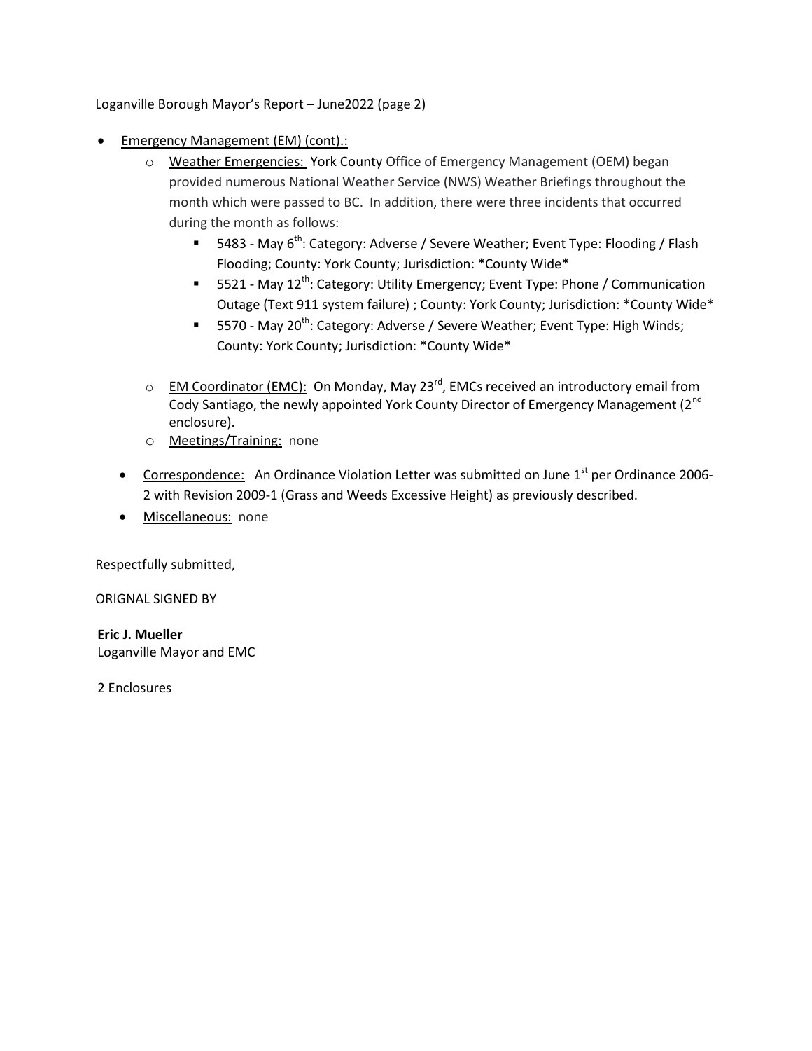Loganville Borough Mayor's Report – June2022 (page 2)

- Emergency Management (EM) (cont).:
    - Weather Emergencies: York County Office of Emergency Management (OEM) began provided numerous National Weather Service (NWS) Weather Briefings throughout the month which were passed to BC. In addition, there were three incidents that occurred during the month as follows:
        - 5483 - May 6th: Category: Adverse / Severe Weather; Event Type: Flooding / Flash Flooding; County: York County; Jurisdiction: *County Wide*
        - 5521 - May 12th: Category: Utility Emergency; Event Type: Phone / Communication Outage (Text 911 system failure) ; County: York County; Jurisdiction: *County Wide*
        - 5570 - May 20th: Category: Adverse / Severe Weather; Event Type: High Winds; County: York County; Jurisdiction: *County Wide*
    - EM Coordinator (EMC): On Monday, May 23rd, EMCs received an introductory email from Cody Santiago, the newly appointed York County Director of Emergency Management (2nd enclosure).
    - Meetings/Training: none
- Correspondence: An Ordinance Violation Letter was submitted on June 1st per Ordinance 2006-2 with Revision 2009-1 (Grass and Weeds Excessive Height) as previously described.
- Miscellaneous: none

Respectfully submitted,

ORIGNAL SIGNED BY

**Eric J. Mueller**
Loganville Mayor and EMC

2 Enclosures